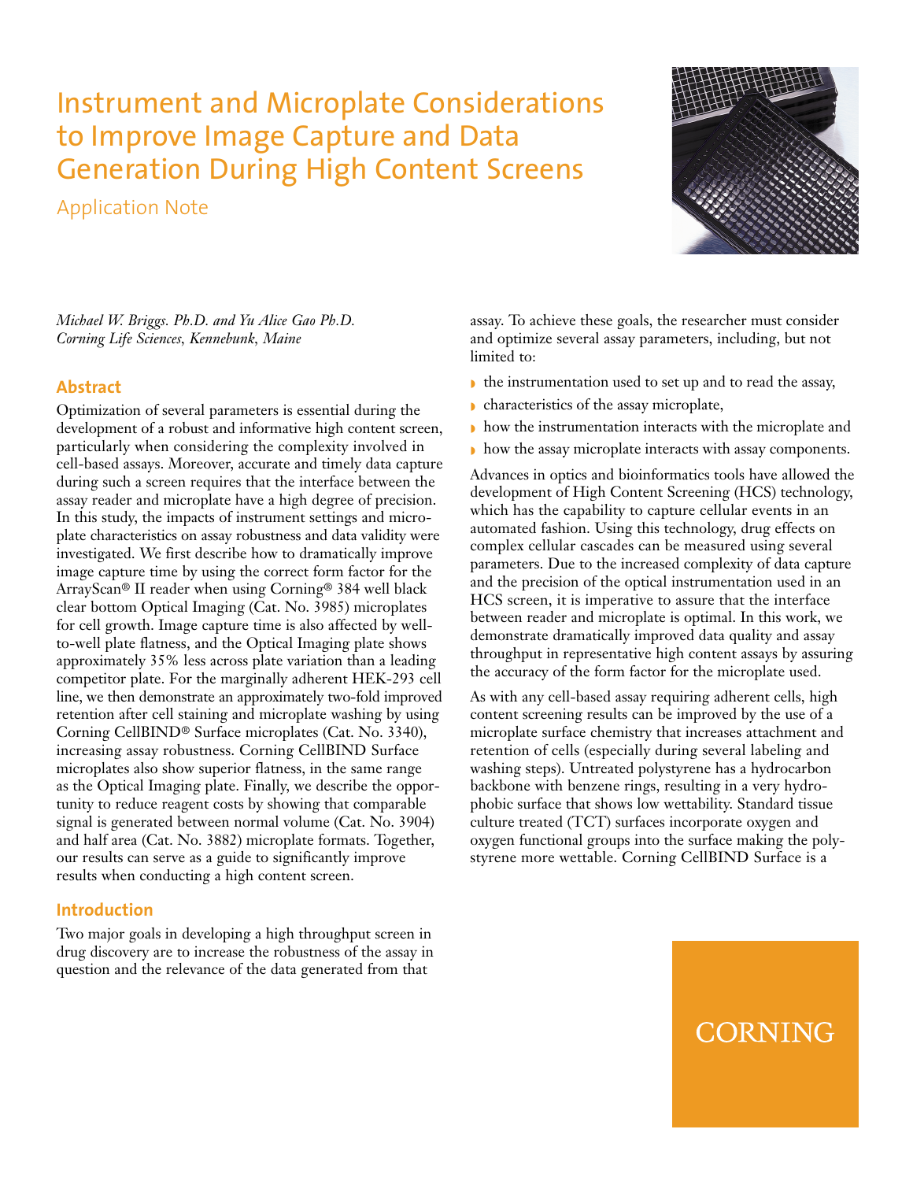# Instrument and Microplate Considerations to Improve Image Capture and Data Generation During High Content Screens

Application Note

*Michael W. Briggs. Ph.D. and Yu Alice Gao Ph.D.*
*Corning Life Sciences, Kennebunk, Maine*

## Abstract

Optimization of several parameters is essential during the development of a robust and informative high content screen, particularly when considering the complexity involved in cell-based assays. Moreover, accurate and timely data capture during such a screen requires that the interface between the assay reader and microplate have a high degree of precision. In this study, the impacts of instrument settings and microplate characteristics on assay robustness and data validity were investigated. We first describe how to dramatically improve image capture time by using the correct form factor for the ArrayScan® II reader when using Corning® 384 well black clear bottom Optical Imaging (Cat. No. 3985) microplates for cell growth. Image capture time is also affected by well-to-well plate flatness, and the Optical Imaging plate shows approximately 35% less across plate variation than a leading competitor plate. For the marginally adherent HEK-293 cell line, we then demonstrate an approximately two-fold improved retention after cell staining and microplate washing by using Corning CellBIND® Surface microplates (Cat. No. 3340), increasing assay robustness. Corning CellBIND Surface microplates also show superior flatness, in the same range as the Optical Imaging plate. Finally, we describe the opportunity to reduce reagent costs by showing that comparable signal is generated between normal volume (Cat. No. 3904) and half area (Cat. No. 3882) microplate formats. Together, our results can serve as a guide to significantly improve results when conducting a high content screen.

## Introduction

Two major goals in developing a high throughput screen in drug discovery are to increase the robustness of the assay in question and the relevance of the data generated from that assay. To achieve these goals, the researcher must consider and optimize several assay parameters, including, but not limited to:

- the instrumentation used to set up and to read the assay,
- characteristics of the assay microplate,
- how the instrumentation interacts with the microplate and
- how the assay microplate interacts with assay components.

Advances in optics and bioinformatics tools have allowed the development of High Content Screening (HCS) technology, which has the capability to capture cellular events in an automated fashion. Using this technology, drug effects on complex cellular cascades can be measured using several parameters. Due to the increased complexity of data capture and the precision of the optical instrumentation used in an HCS screen, it is imperative to assure that the interface between reader and microplate is optimal. In this work, we demonstrate dramatically improved data quality and assay throughput in representative high content assays by assuring the accuracy of the form factor for the microplate used.

As with any cell-based assay requiring adherent cells, high content screening results can be improved by the use of a microplate surface chemistry that increases attachment and retention of cells (especially during several labeling and washing steps). Untreated polystyrene has a hydrocarbon backbone with benzene rings, resulting in a very hydrophobic surface that shows low wettability. Standard tissue culture treated (TCT) surfaces incorporate oxygen and oxygen functional groups into the surface making the polystyrene more wettable. Corning CellBIND Surface is a

CORNING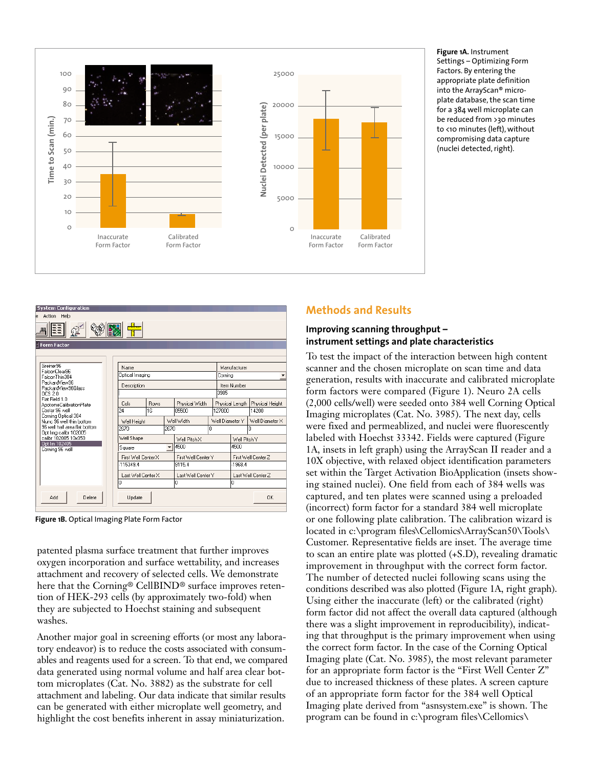**Figure 1A.** Instrument Settings – Optimizing Form Factors. By entering the appropriate plate definition into the ArrayScan® microplate database, the scan time for a 384 well microplate can be reduced from >30 minutes to <10 minutes (left), without compromising data capture (nuclei detected, right).

**Figure 1B.** Optical Imaging Plate Form Factor

patented plasma surface treatment that further improves oxygen incorporation and surface wettability, and increases attachment and recovery of selected cells. We demonstrate here that the Corning® CellBIND® surface improves retention of HEK-293 cells (by approximately two-fold) when they are subjected to Hoechst staining and subsequent washes.

Another major goal in screening efforts (or most any laboratory endeavor) is to reduce the costs associated with consumables and reagents used for a screen. To that end, we compared data generated using normal volume and half area clear bottom microplates (Cat. No. 3882) as the substrate for cell attachment and labeling. Our data indicate that similar results can be generated with either microplate well geometry, and highlight the cost benefits inherent in assay miniaturization.

## Methods and Results

### Improving scanning throughput – instrument settings and plate characteristics

To test the impact of the interaction between high content scanner and the chosen microplate on scan time and data generation, results with inaccurate and calibrated microplate form factors were compared (Figure 1). Neuro 2A cells (2,000 cells/well) were seeded onto 384 well Corning Optical Imaging microplates (Cat. No. 3985). The next day, cells were fixed and permeablized, and nuclei were fluorescently labeled with Hoechst 33342. Fields were captured (Figure 1A, insets in left graph) using the ArrayScan II reader and a 10X objective, with relaxed object identification parameters set within the Target Activation BioApplication (insets showing stained nuclei). One field from each of 384 wells was captured, and ten plates were scanned using a preloaded (incorrect) form factor for a standard 384 well microplate or one following plate calibration. The calibration wizard is located in c:\program files\Cellomics\ArrayScan50\Tools\Customer. Representative fields are inset. The average time to scan an entire plate was plotted (+S.D), revealing dramatic improvement in throughput with the correct form factor. The number of detected nuclei following scans using the conditions described was also plotted (Figure 1A, right graph). Using either the inaccurate (left) or the calibrated (right) form factor did not affect the overall data captured (although there was a slight improvement in reproducibility), indicating that throughput is the primary improvement when using the correct form factor. In the case of the Corning Optical Imaging plate (Cat. No. 3985), the most relevant parameter for an appropriate form factor is the "First Well Center Z" due to increased thickness of these plates. A screen capture of an appropriate form factor for the 384 well Optical Imaging plate derived from "asnsystem.exe" is shown. The program can be found in c:\program files\Cellomics\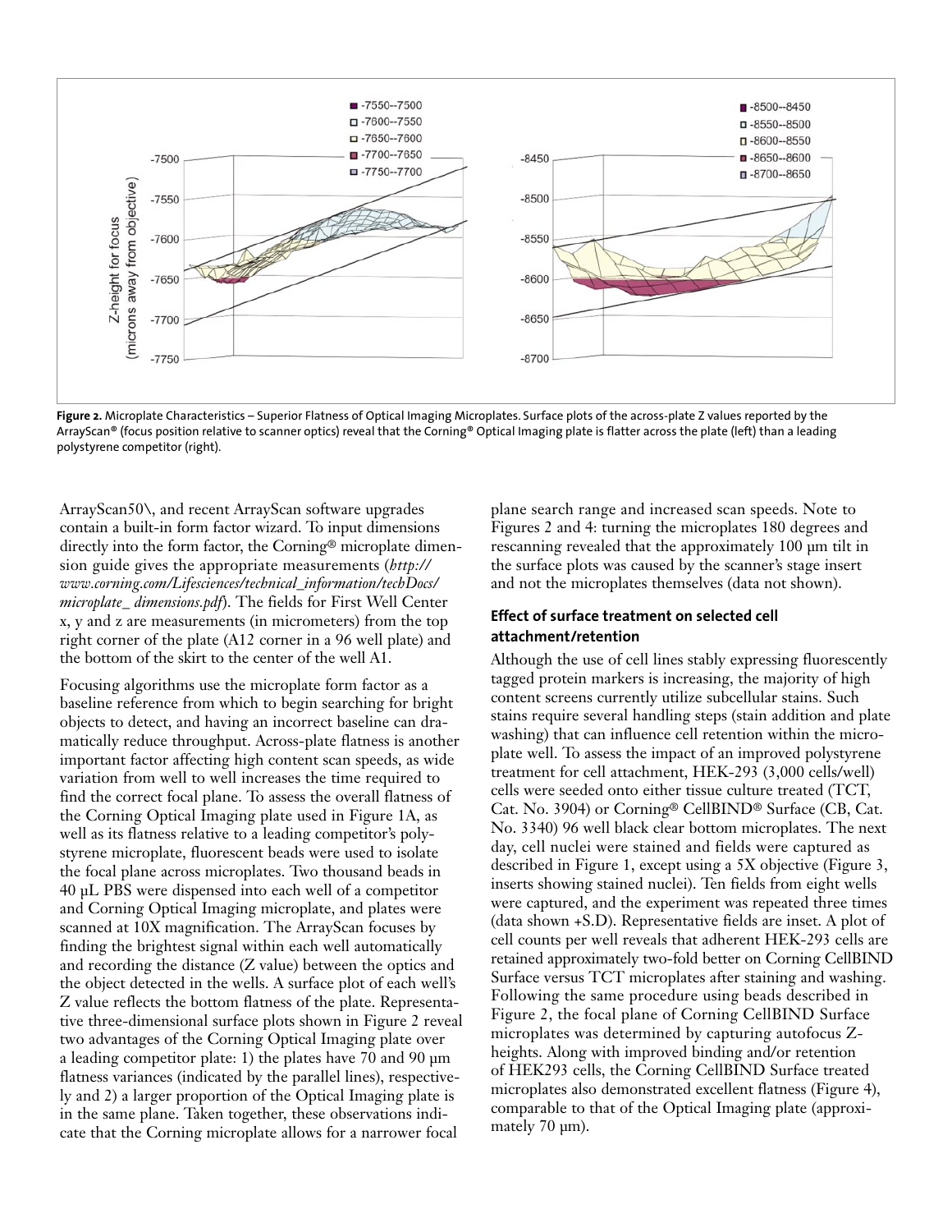**Figure 2.** Microplate Characteristics – Superior Flatness of Optical Imaging Microplates. Surface plots of the across-plate Z values reported by the ArrayScan® (focus position relative to scanner optics) reveal that the Corning® Optical Imaging plate is flatter across the plate (left) than a leading polystyrene competitor (right).

ArrayScan50\, and recent ArrayScan software upgrades contain a built-in form factor wizard. To input dimensions directly into the form factor, the Corning® microplate dimension guide gives the appropriate measurements (*http://www.corning.com/Lifesciences/technical_information/techDocs/microplate_ dimensions.pdf*). The fields for First Well Center x, y and z are measurements (in micrometers) from the top right corner of the plate (A12 corner in a 96 well plate) and the bottom of the skirt to the center of the well A1.

Focusing algorithms use the microplate form factor as a baseline reference from which to begin searching for bright objects to detect, and having an incorrect baseline can dramatically reduce throughput. Across-plate flatness is another important factor affecting high content scan speeds, as wide variation from well to well increases the time required to find the correct focal plane. To assess the overall flatness of the Corning Optical Imaging plate used in Figure 1A, as well as its flatness relative to a leading competitor's polystyrene microplate, fluorescent beads were used to isolate the focal plane across microplates. Two thousand beads in 40 µL PBS were dispensed into each well of a competitor and Corning Optical Imaging microplate, and plates were scanned at 10X magnification. The ArrayScan focuses by finding the brightest signal within each well automatically and recording the distance (Z value) between the optics and the object detected in the wells. A surface plot of each well's Z value reflects the bottom flatness of the plate. Representative three-dimensional surface plots shown in Figure 2 reveal two advantages of the Corning Optical Imaging plate over a leading competitor plate: 1) the plates have 70 and 90 µm flatness variances (indicated by the parallel lines), respectively and 2) a larger proportion of the Optical Imaging plate is in the same plane. Taken together, these observations indicate that the Corning microplate allows for a narrower focal plane search range and increased scan speeds. Note to Figures 2 and 4: turning the microplates 180 degrees and rescanning revealed that the approximately 100 µm tilt in the surface plots was caused by the scanner's stage insert and not the microplates themselves (data not shown).

### Effect of surface treatment on selected cell attachment/retention

Although the use of cell lines stably expressing fluorescently tagged protein markers is increasing, the majority of high content screens currently utilize subcellular stains. Such stains require several handling steps (stain addition and plate washing) that can influence cell retention within the microplate well. To assess the impact of an improved polystyrene treatment for cell attachment, HEK-293 (3,000 cells/well) cells were seeded onto either tissue culture treated (TCT, Cat. No. 3904) or Corning® CellBIND® Surface (CB, Cat. No. 3340) 96 well black clear bottom microplates. The next day, cell nuclei were stained and fields were captured as described in Figure 1, except using a 5X objective (Figure 3, inserts showing stained nuclei). Ten fields from eight wells were captured, and the experiment was repeated three times (data shown +S.D). Representative fields are inset. A plot of cell counts per well reveals that adherent HEK-293 cells are retained approximately two-fold better on Corning CellBIND Surface versus TCT microplates after staining and washing. Following the same procedure using beads described in Figure 2, the focal plane of Corning CellBIND Surface microplates was determined by capturing autofocus Z-heights. Along with improved binding and/or retention of HEK293 cells, the Corning CellBIND Surface treated microplates also demonstrated excellent flatness (Figure 4), comparable to that of the Optical Imaging plate (approximately 70 µm).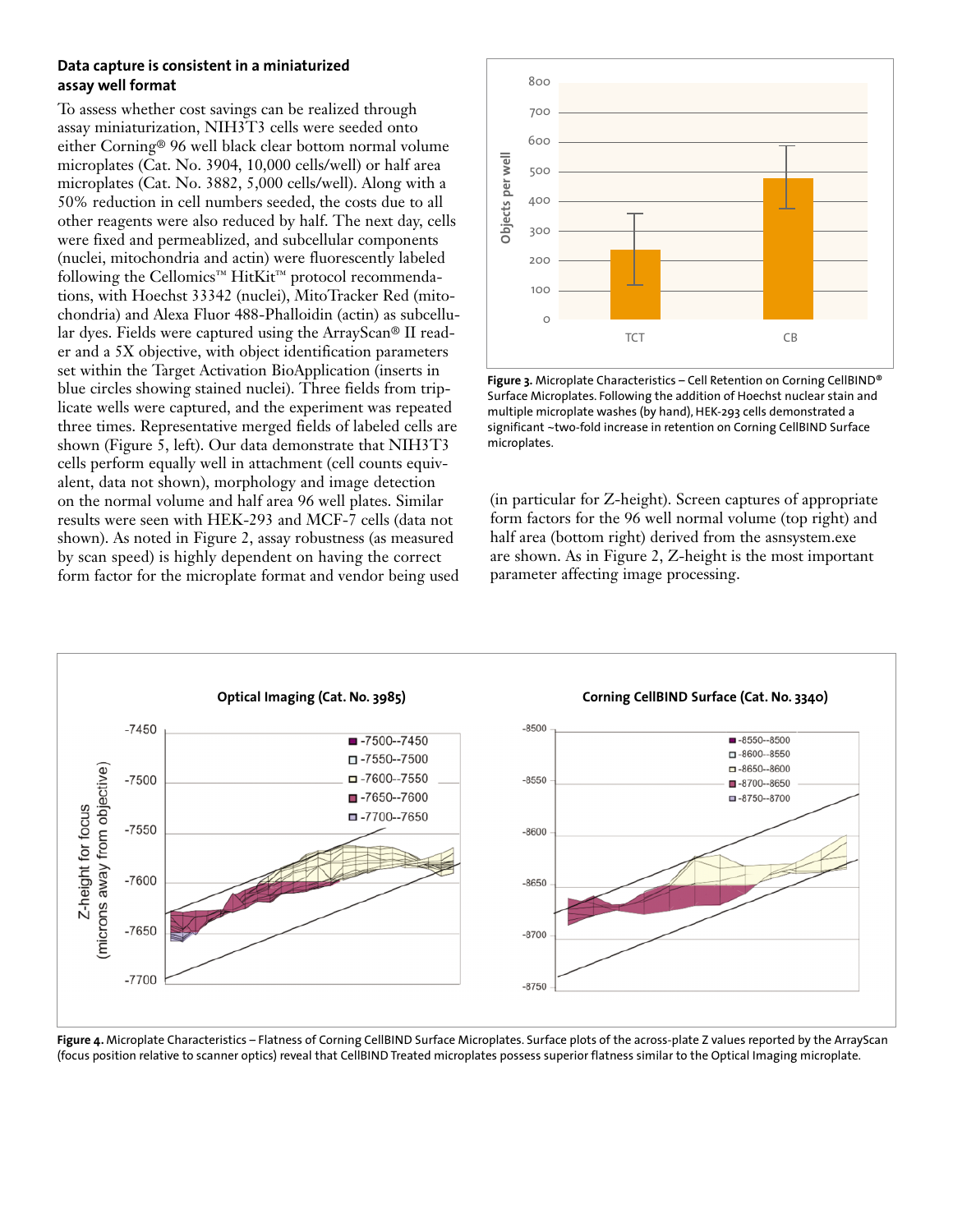### Data capture is consistent in a miniaturized assay well format

To assess whether cost savings can be realized through assay miniaturization, NIH3T3 cells were seeded onto either Corning® 96 well black clear bottom normal volume microplates (Cat. No. 3904, 10,000 cells/well) or half area microplates (Cat. No. 3882, 5,000 cells/well). Along with a 50% reduction in cell numbers seeded, the costs due to all other reagents were also reduced by half. The next day, cells were fixed and permeablized, and subcellular components (nuclei, mitochondria and actin) were fluorescently labeled following the Cellomics™ HitKit™ protocol recommendations, with Hoechst 33342 (nuclei), MitoTracker Red (mitochondria) and Alexa Fluor 488-Phalloidin (actin) as subcellular dyes. Fields were captured using the ArrayScan® II reader and a 5X objective, with object identification parameters set within the Target Activation BioApplication (inserts in blue circles showing stained nuclei). Three fields from triplicate wells were captured, and the experiment was repeated three times. Representative merged fields of labeled cells are shown (Figure 5, left). Our data demonstrate that NIH3T3 cells perform equally well in attachment (cell counts equivalent, data not shown), morphology and image detection on the normal volume and half area 96 well plates. Similar results were seen with HEK-293 and MCF-7 cells (data not shown). As noted in Figure 2, assay robustness (as measured by scan speed) is highly dependent on having the correct form factor for the microplate format and vendor being used (in particular for Z-height). Screen captures of appropriate form factors for the 96 well normal volume (top right) and half area (bottom right) derived from the asnsystem.exe are shown. As in Figure 2, Z-height is the most important parameter affecting image processing.

**Figure 3.** Microplate Characteristics – Cell Retention on Corning CellBIND® Surface Microplates. Following the addition of Hoechst nuclear stain and multiple microplate washes (by hand), HEK-293 cells demonstrated a significant ~two-fold increase in retention on Corning CellBIND Surface microplates.

**Figure 4.** Microplate Characteristics – Flatness of Corning CellBIND Surface Microplates. Surface plots of the across-plate Z values reported by the ArrayScan (focus position relative to scanner optics) reveal that CellBIND Treated microplates possess superior flatness similar to the Optical Imaging microplate.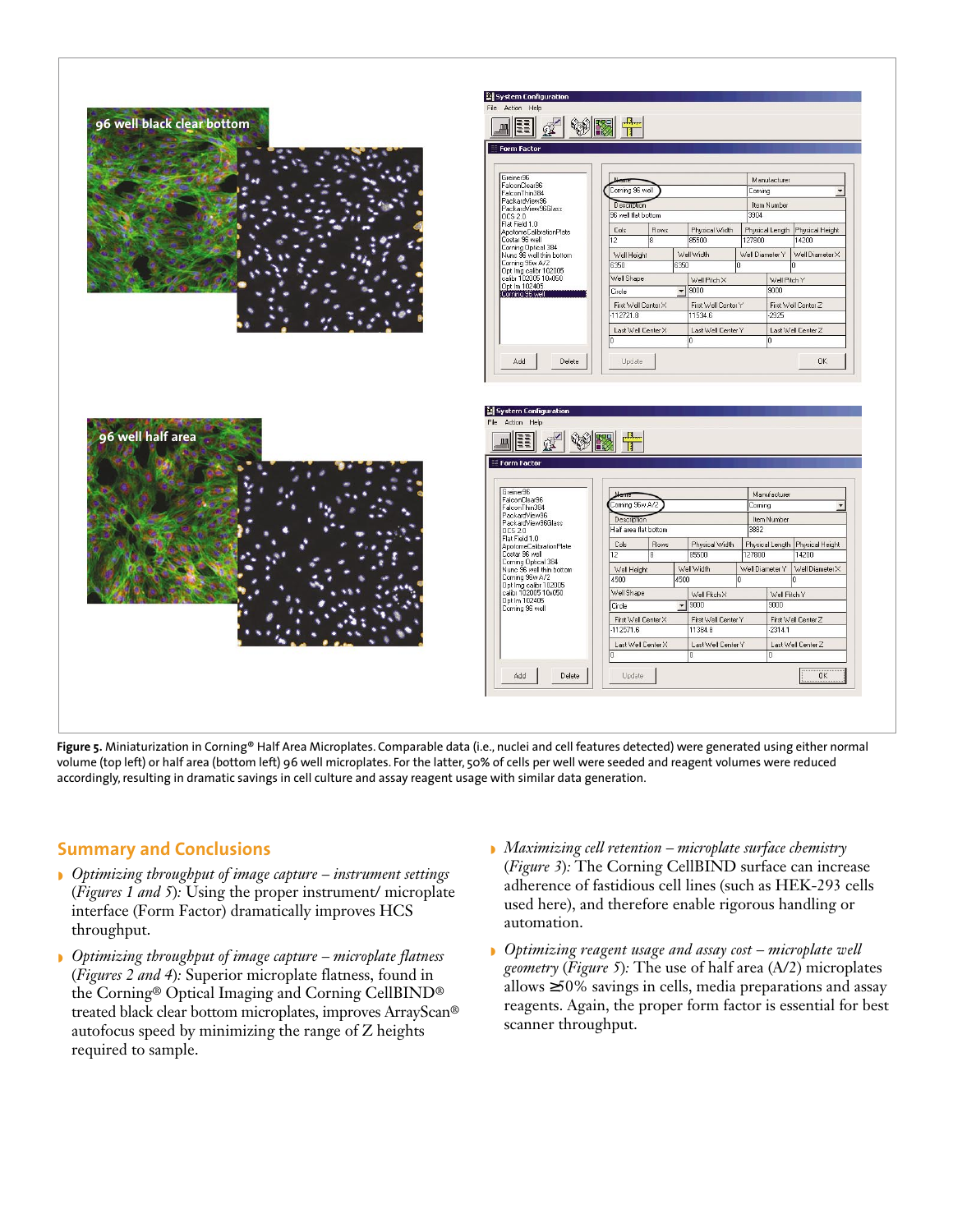**Figure 5.** Miniaturization in Corning® Half Area Microplates. Comparable data (i.e., nuclei and cell features detected) were generated using either normal volume (top left) or half area (bottom left) 96 well microplates. For the latter, 50% of cells per well were seeded and reagent volumes were reduced accordingly, resulting in dramatic savings in cell culture and assay reagent usage with similar data generation.

## Summary and Conclusions

- *Optimizing throughput of image capture – instrument settings* (*Figures 1 and 5*): Using the proper instrument/ microplate interface (Form Factor) dramatically improves HCS throughput.
- *Optimizing throughput of image capture – microplate flatness* (*Figures 2 and 4*): Superior microplate flatness, found in the Corning® Optical Imaging and Corning CellBIND® treated black clear bottom microplates, improves ArrayScan® autofocus speed by minimizing the range of Z heights required to sample.
- *Maximizing cell retention – microplate surface chemistry* (*Figure 3*): The Corning CellBIND surface can increase adherence of fastidious cell lines (such as HEK-293 cells used here), and therefore enable rigorous handling or automation.
- *Optimizing reagent usage and assay cost – microplate well geometry* (*Figure 5*): The use of half area (A/2) microplates allows ≥50% savings in cells, media preparations and assay reagents. Again, the proper form factor is essential for best scanner throughput.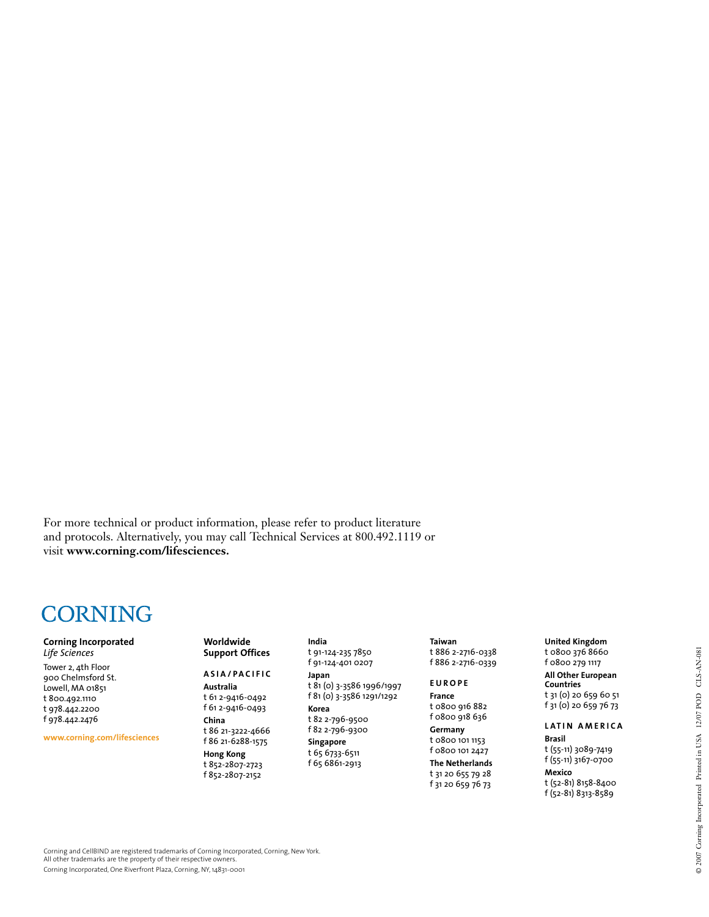For more technical or product information, please refer to product literature and protocols. Alternatively, you may call Technical Services at 800.492.1119 or visit **www.corning.com/lifesciences.**

# CORNING

**Corning Incorporated**
*Life Sciences*

Tower 2, 4th Floor
900 Chelmsford St.
Lowell, MA 01851
t 800.492.1110
t 978.442.2200
f 978.442.2476

www.corning.com/lifesciences

**Worldwide Support Offices**

**ASIA/PACIFIC**

**Australia**
t 61 2-9416-0492
f 61 2-9416-0493

**China**
t 86 21-3222-4666
f 86 21-6288-1575

**Hong Kong**
t 852-2807-2723
f 852-2807-2152

**India**
t 91-124-235 7850
f 91-124-401 0207

**Japan**
t 81 (0) 3-3586 1996/1997
f 81 (0) 3-3586 1291/1292

**Korea**
t 82 2-796-9500
f 82 2-796-9300

**Singapore**
t 65 6733-6511
f 65 6861-2913

**Taiwan**
t 886 2-2716-0338
f 886 2-2716-0339

**EUROPE**

**France**
t 0800 916 882
f 0800 918 636

**Germany**
t 0800 101 1153
f 0800 101 2427

**The Netherlands**
t 31 20 655 79 28
f 31 20 659 76 73

**United Kingdom**
t 0800 376 8660
f 0800 279 1117

**All Other European Countries**
t 31 (0) 20 659 60 51
f 31 (0) 20 659 76 73

**LATIN AMERICA**

**Brasil**
t (55-11) 3089-7419
f (55-11) 3167-0700

**Mexico**
t (52-81) 8158-8400
f (52-81) 8313-8589

Corning and CellBIND are registered trademarks of Corning Incorporated, Corning, New York.
All other trademarks are the property of their respective owners.

Corning Incorporated, One Riverfront Plaza, Corning, NY, 14831-0001

© 2007 Corning Incorporated Printed in USA 12/07 POD CLS-AN-081